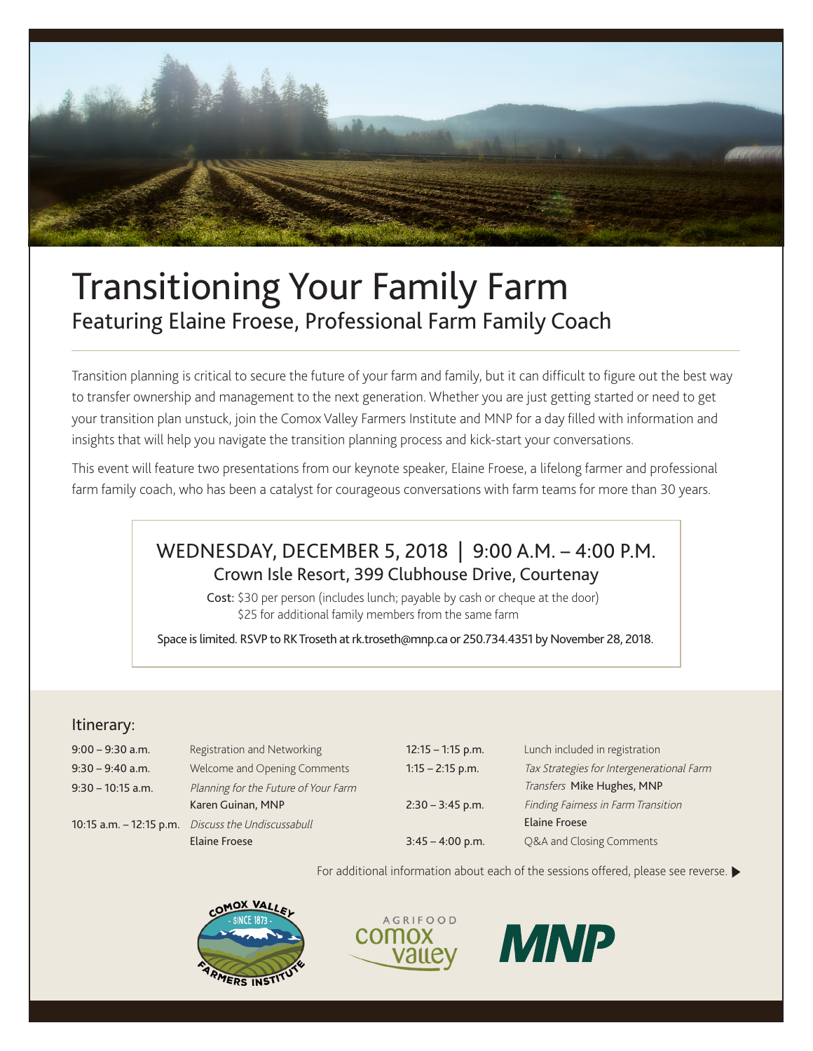# Transitioning Your Family Farm

## Featuring Elaine Froese, Professional Farm Family Coach

Transition planning is critical to secure the future of your farm and family, but it can difficult to figure out the best way to transfer ownership and management to the next generation. Whether you are just getting started or need to get your transition plan unstuck, join the Comox Valley Farmers Institute and MNP for a day filled with information and insights that will help you navigate the transition planning process and kick-start your conversations.

This event will feature two presentations from our keynote speaker, Elaine Froese, a lifelong farmer and professional farm family coach, who has been a catalyst for courageous conversations with farm teams for more than 30 years.

### WEDNESDAY, DECEMBER 5, 2018 | 9:00 A.M. – 4:00 P.M.

Crown Isle Resort, 399 Clubhouse Drive, Courtenay

**Cost:** $30 per person (includes lunch; payable by cash or cheque at the door)
$25 for additional family members from the same farm

Space is limited. RSVP to RK Troseth at rk.troseth@mnp.ca or 250.734.4351 by November 28, 2018.

## Itinerary:

| Time | Session |
|---|---|
| 9:00 – 9:30 a.m. | Registration and Networking |
| 9:30 – 9:40 a.m. | Welcome and Opening Comments |
| 9:30 – 10:15 a.m. | *Planning for the Future of Your Farm* Karen Guinan, MNP |
| 10:15 a.m. – 12:15 p.m. | *Discuss the Undiscussabull* Elaine Froese |
| 12:15 – 1:15 p.m. | Lunch included in registration |
| 1:15 – 2:15 p.m. | *Tax Strategies for Intergenerational Farm Transfers* Mike Hughes, MNP |
| 2:30 – 3:45 p.m. | *Finding Fairness in Farm Transition* Elaine Froese |
| 3:45 – 4:00 p.m. | Q&A and Closing Comments |

For additional information about each of the sessions offered, please see reverse. ▶

COMOX VALLEY - SINCE 1873 - FARMERS INSTITUTE

AGRIFOOD comox valley

MNP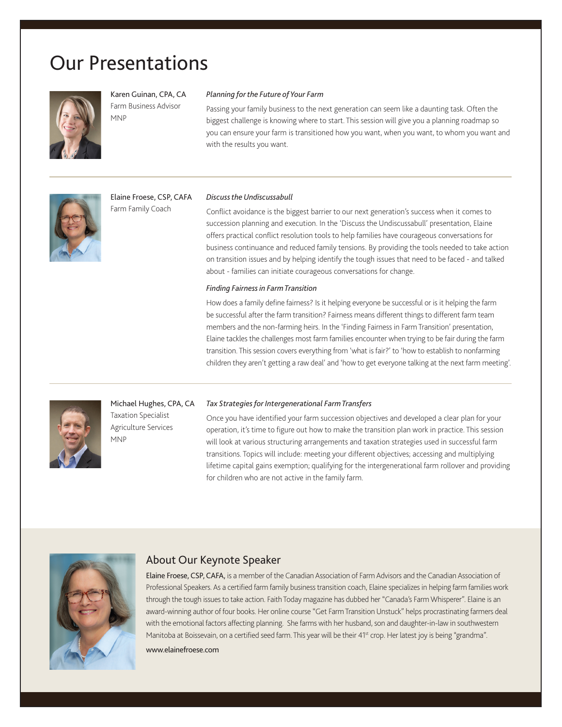# Our Presentations

Karen Guinan, CPA, CA
Farm Business Advisor
MNP

*Planning for the Future of Your Farm*

Passing your family business to the next generation can seem like a daunting task. Often the biggest challenge is knowing where to start. This session will give you a planning roadmap so you can ensure your farm is transitioned how you want, when you want, to whom you want and with the results you want.

---

Elaine Froese, CSP, CAFA
Farm Family Coach

*Discuss the Undiscussabull*

Conflict avoidance is the biggest barrier to our next generation's success when it comes to succession planning and execution. In the 'Discuss the Undiscussabull' presentation, Elaine offers practical conflict resolution tools to help families have courageous conversations for business continuance and reduced family tensions. By providing the tools needed to take action on transition issues and by helping identify the tough issues that need to be faced - and talked about - families can initiate courageous conversations for change.

*Finding Fairness in Farm Transition*

How does a family define fairness? Is it helping everyone be successful or is it helping the farm be successful after the farm transition? Fairness means different things to different farm team members and the non-farming heirs. In the 'Finding Fairness in Farm Transition' presentation, Elaine tackles the challenges most farm families encounter when trying to be fair during the farm transition. This session covers everything from 'what is fair?' to 'how to establish to nonfarming children they aren't getting a raw deal' and 'how to get everyone talking at the next farm meeting'.

---

Michael Hughes, CPA, CA
Taxation Specialist
Agriculture Services
MNP

*Tax Strategies for Intergenerational Farm Transfers*

Once you have identified your farm succession objectives and developed a clear plan for your operation, it's time to figure out how to make the transition plan work in practice. This session will look at various structuring arrangements and taxation strategies used in successful farm transitions. Topics will include: meeting your different objectives; accessing and multiplying lifetime capital gains exemption; qualifying for the intergenerational farm rollover and providing for children who are not active in the family farm.

## About Our Keynote Speaker

**Elaine Froese, CSP, CAFA,** is a member of the Canadian Association of Farm Advisors and the Canadian Association of Professional Speakers. As a certified farm family business transition coach, Elaine specializes in helping farm families work through the tough issues to take action. Faith Today magazine has dubbed her "Canada's Farm Whisperer". Elaine is an award-winning author of four books. Her online course "Get Farm Transition Unstuck" helps procrastinating farmers deal with the emotional factors affecting planning. She farms with her husband, son and daughter-in-law in southwestern Manitoba at Boissevain, on a certified seed farm. This year will be their 41st crop. Her latest joy is being "grandma".

www.elainefroese.com